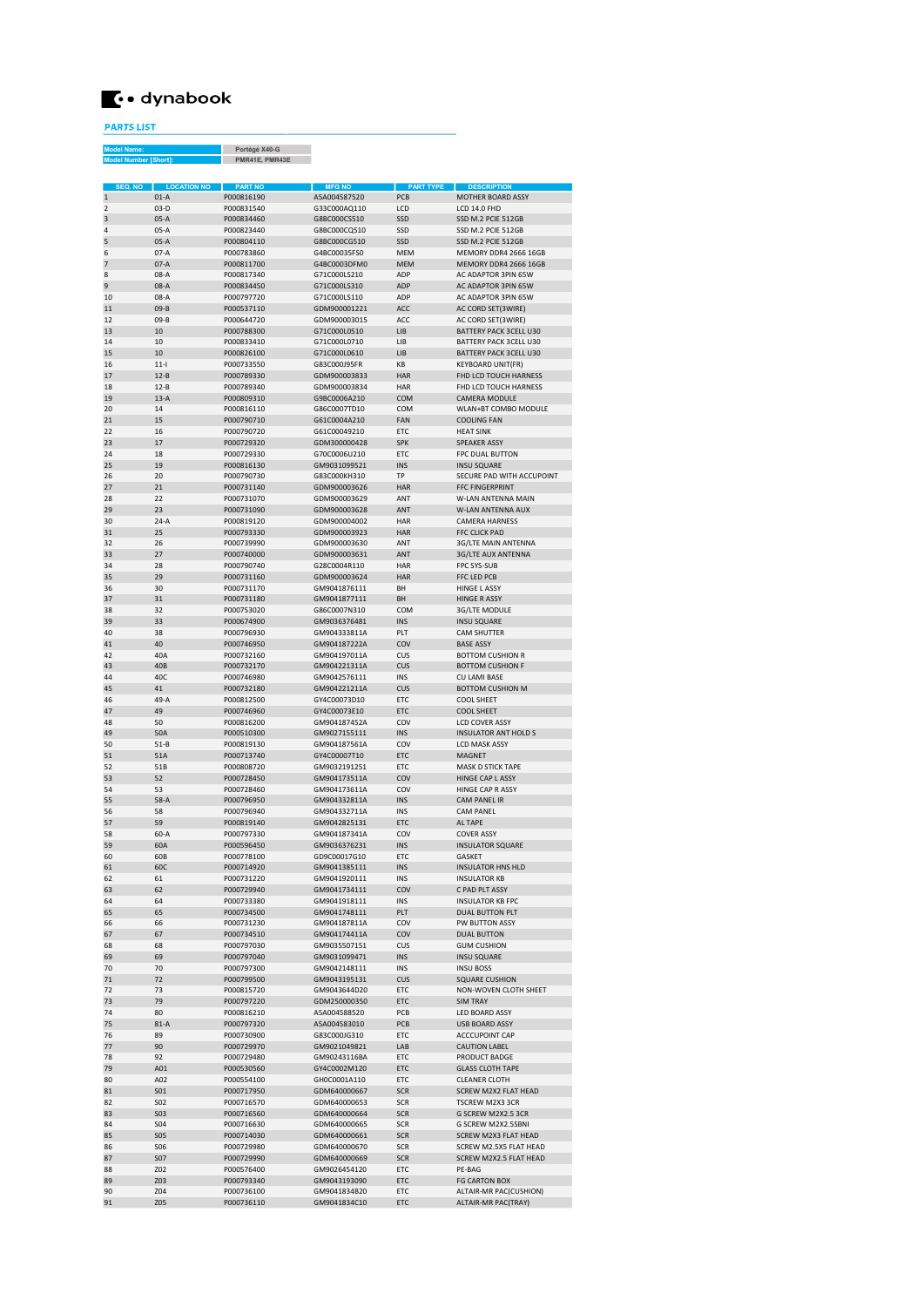dynabook

## PARTS LIST

| Model Name: | Portégé X40-G |
|---|---|
| Model Number [Short]: | PMR41E, PMR43E |

| SEQ. NO | LOCATION NO | PART NO | MFG NO | PART TYPE | DESCRIPTION |
|---|---|---|---|---|---|
| 1 | 01-A | P000816190 | A5A004587520 | PCB | MOTHER BOARD ASSY |
| 2 | 03-D | P000831540 | G33C000AQ110 | LCD | LCD 14.0 FHD |
| 3 | 05-A | P000834460 | G8BC000CS510 | SSD | SSD M.2 PCIE 512GB |
| 4 | 05-A | P000823440 | G8BC000CQ510 | SSD | SSD M.2 PCIE 512GB |
| 5 | 05-A | P000804110 | G8BC000CG510 | SSD | SSD M.2 PCIE 512GB |
| 6 | 07-A | P000783860 | G4BC00035FS0 | MEM | MEMORY DDR4 2666 16GB |
| 7 | 07-A | P000811700 | G4BC0003DFM0 | MEM | MEMORY DDR4 2666 16GB |
| 8 | 08-A | P000817340 | G71C000LS210 | ADP | AC ADAPTOR 3PIN 65W |
| 9 | 08-A | P000834450 | G71C000LS310 | ADP | AC ADAPTOR 3PIN 65W |
| 10 | 08-A | P000797720 | G71C000LS110 | ADP | AC ADAPTOR 3PIN 65W |
| 11 | 09-B | P000537110 | GDM900001221 | ACC | AC CORD SET(3WIRE) |
| 12 | 09-B | P000644720 | GDM900003015 | ACC | AC CORD SET(3WIRE) |
| 13 | 10 | P000788300 | G71C000L0510 | LIB | BATTERY PACK 3CELL U30 |
| 14 | 10 | P000833410 | G71C000L0710 | LIB | BATTERY PACK 3CELL U30 |
| 15 | 10 | P000826100 | G71C000L0610 | LIB | BATTERY PACK 3CELL U30 |
| 16 | 11-I | P000733550 | G83C000J95FR | KB | KEYBOARD UNIT(FR) |
| 17 | 12-B | P000789330 | GDM900003833 | HAR | FHD LCD TOUCH HARNESS |
| 18 | 12-B | P000789340 | GDM900003834 | HAR | FHD LCD TOUCH HARNESS |
| 19 | 13-A | P000809310 | G9BC0006A210 | COM | CAMERA MODULE |
| 20 | 14 | P000816110 | G86C0007TD10 | COM | WLAN+BT COMBO MODULE |
| 21 | 15 | P000790710 | G61C0004A210 | FAN | COOLING FAN |
| 22 | 16 | P000790720 | G61C00049210 | ETC | HEAT SINK |
| 23 | 17 | P000729320 | GDM300000428 | SPK | SPEAKER ASSY |
| 24 | 18 | P000729330 | G70C0006U210 | ETC | FPC DUAL BUTTON |
| 25 | 19 | P000816130 | GM9031099521 | INS | INSU SQUARE |
| 26 | 20 | P000790730 | G83C000KH310 | TP | SECURE PAD WITH ACCUPOINT |
| 27 | 21 | P000731140 | GDM900003626 | HAR | FFC FINGERPRINT |
| 28 | 22 | P000731070 | GDM900003629 | ANT | W-LAN ANTENNA MAIN |
| 29 | 23 | P000731090 | GDM900003628 | ANT | W-LAN ANTENNA AUX |
| 30 | 24-A | P000819120 | GDM900004002 | HAR | CAMERA HARNESS |
| 31 | 25 | P000793330 | GDM900003923 | HAR | FFC CLICK PAD |
| 32 | 26 | P000739990 | GDM900003630 | ANT | 3G/LTE MAIN ANTENNA |
| 33 | 27 | P000740000 | GDM900003631 | ANT | 3G/LTE AUX ANTENNA |
| 34 | 28 | P000790740 | G28C0004R110 | HAR | FPC SYS-SUB |
| 35 | 29 | P000731160 | GDM900003624 | HAR | FFC LED PCB |
| 36 | 30 | P000731170 | GM9041876111 | BH | HINGE L ASSY |
| 37 | 31 | P000731180 | GM9041877111 | BH | HINGE R ASSY |
| 38 | 32 | P000753020 | G86C0007N310 | COM | 3G/LTE MODULE |
| 39 | 33 | P000674900 | GM9036376481 | INS | INSU SQUARE |
| 40 | 38 | P000796930 | GM904333811A | PLT | CAM SHUTTER |
| 41 | 40 | P000746950 | GM904187222A | COV | BASE ASSY |
| 42 | 40A | P000732160 | GM904197011A | CUS | BOTTOM CUSHION R |
| 43 | 40B | P000732170 | GM904221311A | CUS | BOTTOM CUSHION F |
| 44 | 40C | P000746980 | GM9042576111 | INS | CU LAMI BASE |
| 45 | 41 | P000732180 | GM904221211A | CUS | BOTTOM CUSHION M |
| 46 | 49-A | P000812500 | GY4C00073D10 | ETC | COOL SHEET |
| 47 | 49 | P000746960 | GY4C00073E10 | ETC | COOL SHEET |
| 48 | 50 | P000816200 | GM904187452A | COV | LCD COVER ASSY |
| 49 | 50A | P000510300 | GM9027155111 | INS | INSULATOR ANT HOLD S |
| 50 | 51-B | P000819130 | GM904187561A | COV | LCD MASK ASSY |
| 51 | 51A | P000713740 | GY4C00007T10 | ETC | MAGNET |
| 52 | 51B | P000808720 | GM9032191251 | ETC | MASK D STICK TAPE |
| 53 | 52 | P000728450 | GM904173511A | COV | HINGE CAP L ASSY |
| 54 | 53 | P000728460 | GM904173611A | COV | HINGE CAP R ASSY |
| 55 | 58-A | P000796950 | GM904332811A | INS | CAM PANEL IR |
| 56 | 58 | P000796940 | GM904332711A | INS | CAM PANEL |
| 57 | 59 | P000819140 | GM9042825131 | ETC | AL TAPE |
| 58 | 60-A | P000797330 | GM904187341A | COV | COVER ASSY |
| 59 | 60A | P000596450 | GM9036376231 | INS | INSULATOR SQUARE |
| 60 | 60B | P000778100 | GD9C00017G10 | ETC | GASKET |
| 61 | 60C | P000714920 | GM9041385111 | INS | INSULATOR HNS HLD |
| 62 | 61 | P000731220 | GM9041920111 | INS | INSULATOR KB |
| 63 | 62 | P000729940 | GM9041734111 | COV | C PAD PLT ASSY |
| 64 | 64 | P000733380 | GM9041918111 | INS | INSULATOR KB FPC |
| 65 | 65 | P000734500 | GM9041748111 | PLT | DUAL BUTTON PLT |
| 66 | 66 | P000731230 | GM904187811A | COV | PW BUTTON ASSY |
| 67 | 67 | P000734510 | GM904174411A | COV | DUAL BUTTON |
| 68 | 68 | P000797030 | GM9035507151 | CUS | GUM CUSHION |
| 69 | 69 | P000797040 | GM9031099471 | INS | INSU SQUARE |
| 70 | 70 | P000797300 | GM9042148111 | INS | INSU BOSS |
| 71 | 72 | P000799500 | GM9043195131 | CUS | SQUARE CUSHION |
| 72 | 73 | P000815720 | GM9043644D20 | ETC | NON-WOVEN CLOTH SHEET |
| 73 | 79 | P000797220 | GDM250000350 | ETC | SIM TRAY |
| 74 | 80 | P000816210 | A5A004588520 | PCB | LED BOARD ASSY |
| 75 | 81-A | P000797320 | A5A004583010 | PCB | USB BOARD ASSY |
| 76 | 89 | P000730900 | G83C000JG310 | ETC | ACCCUPOINT CAP |
| 77 | 90 | P000729970 | GM9021049821 | LAB | CAUTION LABEL |
| 78 | 92 | P000729480 | GM902431168A | ETC | PRODUCT BADGE |
| 79 | A01 | P000530560 | GY4C0002M120 | ETC | GLASS CLOTH TAPE |
| 80 | A02 | P000554100 | GH0C0001A110 | ETC | CLEANER CLOTH |
| 81 | S01 | P000717950 | GDM640000667 | SCR | SCREW M2X2 FLAT HEAD |
| 82 | S02 | P000716570 | GDM640000653 | SCR | TSCREW M2X3 3CR |
| 83 | S03 | P000716560 | GDM640000664 | SCR | G SCREW M2X2.5 3CR |
| 84 | S04 | P000716630 | GDM640000665 | SCR | G SCREW M2X2.5SBNI |
| 85 | S05 | P000714030 | GDM640000661 | SCR | SCREW M2X3 FLAT HEAD |
| 86 | S06 | P000729980 | GDM640000670 | SCR | SCREW M2.5X5 FLAT HEAD |
| 87 | S07 | P000729990 | GDM640000669 | SCR | SCREW M2X2.5 FLAT HEAD |
| 88 | Z02 | P000576400 | GM9026454120 | ETC | PE-BAG |
| 89 | Z03 | P000793340 | GM9043193090 | ETC | FG CARTON BOX |
| 90 | Z04 | P000736100 | GM9041834B20 | ETC | ALTAIR-MR PAC(CUSHION) |
| 91 | Z05 | P000736110 | GM9041834C10 | ETC | ALTAIR-MR PAC(TRAY) |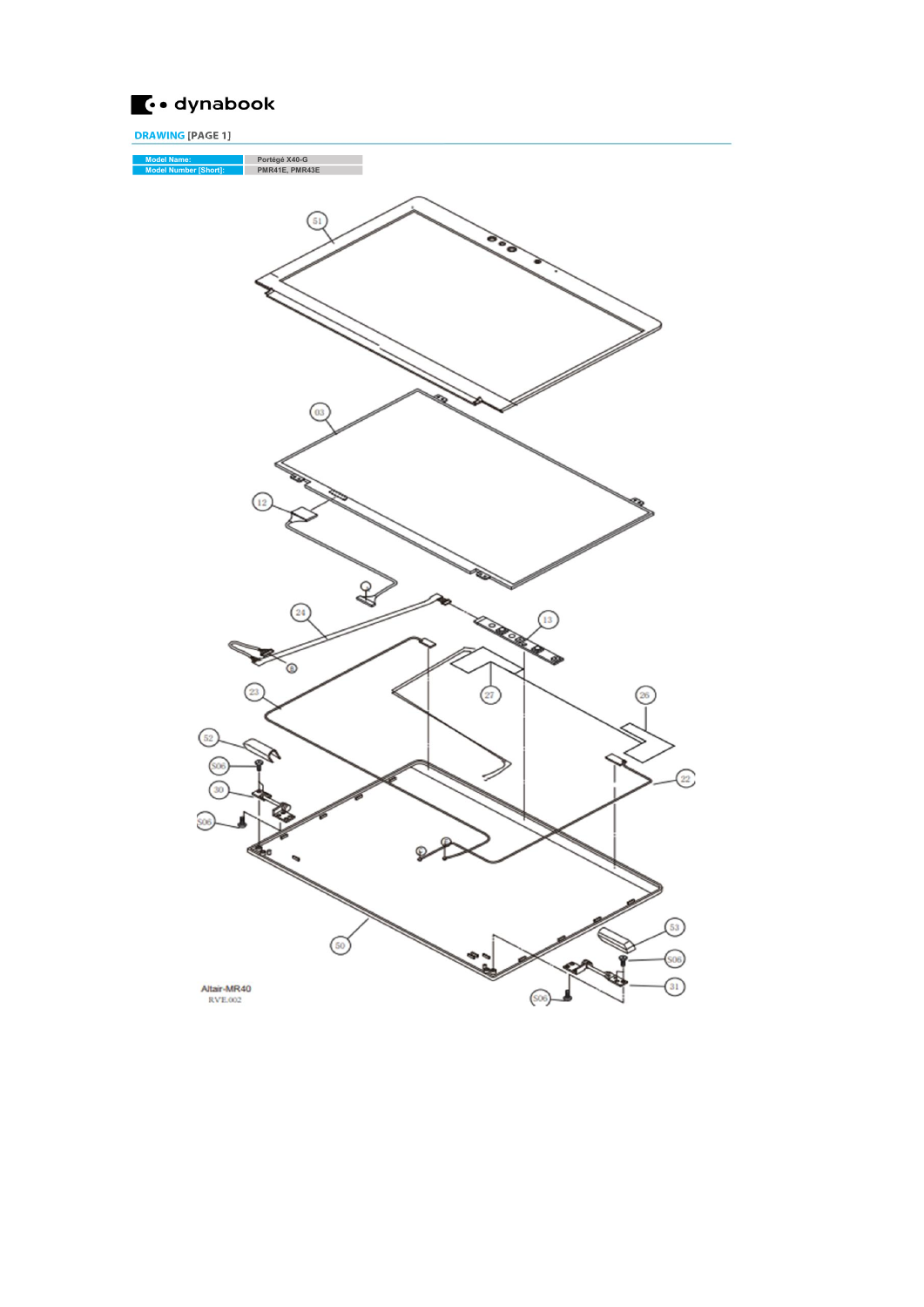**DRAWING** [PAGE 1]

| Model Name: | Portégé X40-G |
| --- | --- |
| Model Number [Short]: | PMR41E, PMR43E |

51

03

12

24

13

27

26

23

22

52

S06

30

S06

50

53

S06

31

S06

Altair-MR40
RVE.002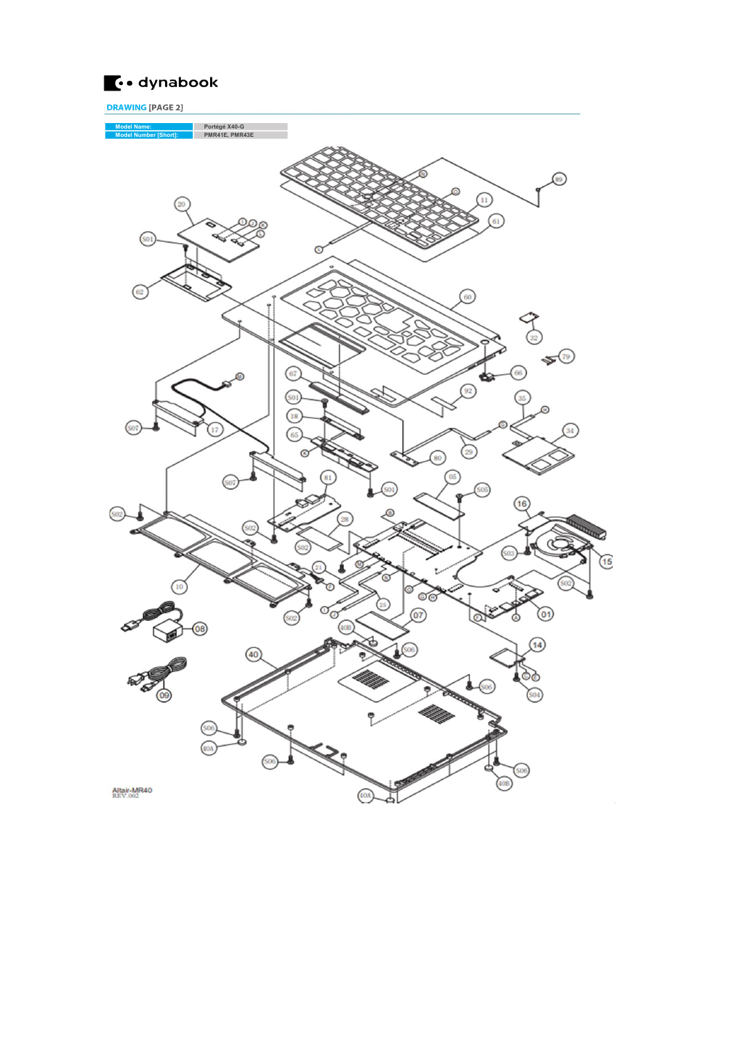dynabook

**DRAWING** [PAGE 2]

| | |
|---|---|
| Model Name: | Portégé X40-G |
| Model Number [Short]: | PMR41E, PMR43E |

89
20
11
61
S01
62
60
32
79
66
67
92
S01
35
18
34
S07
17
65
29
80
S07
81
S01
05
S05
S02
28
16
S02
S03
15
10
21
S02
25
01
08
S02
07
40B
14
40
S06
S06
S04
09
S06
40A
S06
S06
40B
40A

Altair-MR40
REV.002